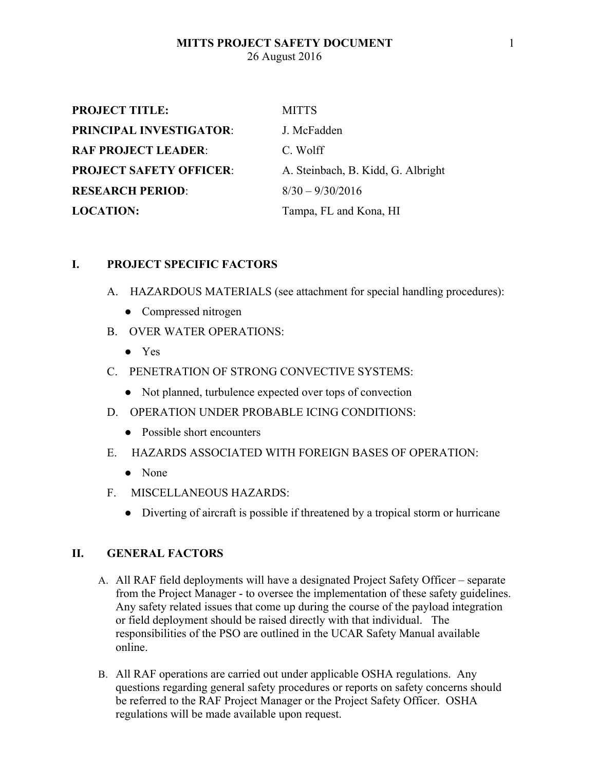# MITTS PROJECT SAFETY DOCUMENT

26 August 2016

| | |
|---|---|
| **PROJECT TITLE:** | MITTS |
| **PRINCIPAL INVESTIGATOR**: | J. McFadden |
| **RAF PROJECT LEADER**: | C. Wolff |
| **PROJECT SAFETY OFFICER**: | A. Steinbach, B. Kidd, G. Albright |
| **RESEARCH PERIOD**: | 8/30 – 9/30/2016 |
| **LOCATION:** | Tampa, FL and Kona, HI |

## I. PROJECT SPECIFIC FACTORS

A. HAZARDOUS MATERIALS (see attachment for special handling procedures):

- Compressed nitrogen

B. OVER WATER OPERATIONS:

- Yes

C. PENETRATION OF STRONG CONVECTIVE SYSTEMS:

- Not planned, turbulence expected over tops of convection

D. OPERATION UNDER PROBABLE ICING CONDITIONS:

- Possible short encounters

E. HAZARDS ASSOCIATED WITH FOREIGN BASES OF OPERATION:

- None

F. MISCELLANEOUS HAZARDS:

- Diverting of aircraft is possible if threatened by a tropical storm or hurricane

## II. GENERAL FACTORS

A. All RAF field deployments will have a designated Project Safety Officer – separate from the Project Manager - to oversee the implementation of these safety guidelines. Any safety related issues that come up during the course of the payload integration or field deployment should be raised directly with that individual. The responsibilities of the PSO are outlined in the UCAR Safety Manual available online.

B. All RAF operations are carried out under applicable OSHA regulations. Any questions regarding general safety procedures or reports on safety concerns should be referred to the RAF Project Manager or the Project Safety Officer. OSHA regulations will be made available upon request.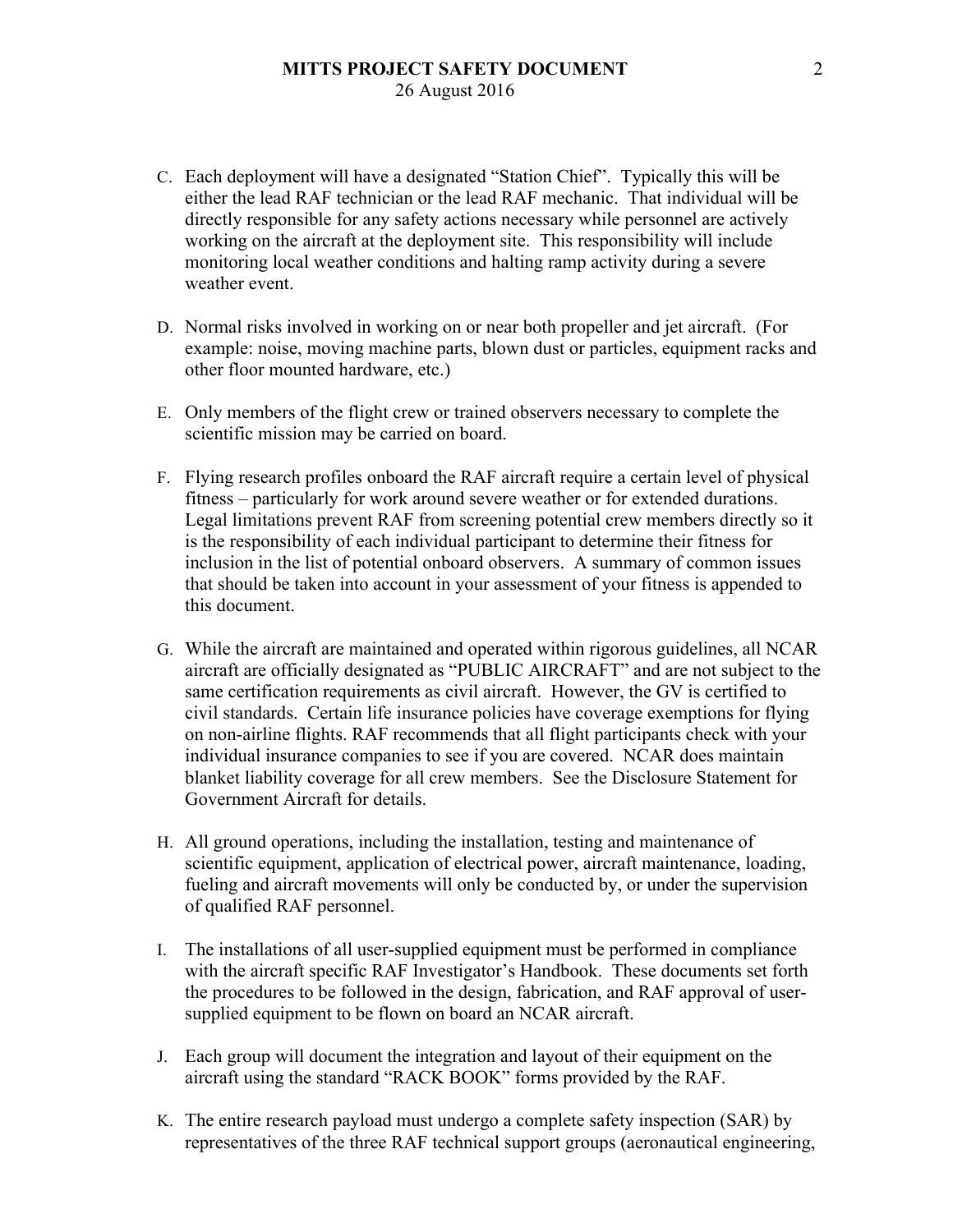C. Each deployment will have a designated "Station Chief". Typically this will be either the lead RAF technician or the lead RAF mechanic. That individual will be directly responsible for any safety actions necessary while personnel are actively working on the aircraft at the deployment site. This responsibility will include monitoring local weather conditions and halting ramp activity during a severe weather event.

D. Normal risks involved in working on or near both propeller and jet aircraft. (For example: noise, moving machine parts, blown dust or particles, equipment racks and other floor mounted hardware, etc.)

E. Only members of the flight crew or trained observers necessary to complete the scientific mission may be carried on board.

F. Flying research profiles onboard the RAF aircraft require a certain level of physical fitness – particularly for work around severe weather or for extended durations. Legal limitations prevent RAF from screening potential crew members directly so it is the responsibility of each individual participant to determine their fitness for inclusion in the list of potential onboard observers. A summary of common issues that should be taken into account in your assessment of your fitness is appended to this document.

G. While the aircraft are maintained and operated within rigorous guidelines, all NCAR aircraft are officially designated as "PUBLIC AIRCRAFT" and are not subject to the same certification requirements as civil aircraft. However, the GV is certified to civil standards. Certain life insurance policies have coverage exemptions for flying on non-airline flights. RAF recommends that all flight participants check with your individual insurance companies to see if you are covered. NCAR does maintain blanket liability coverage for all crew members. See the Disclosure Statement for Government Aircraft for details.

H. All ground operations, including the installation, testing and maintenance of scientific equipment, application of electrical power, aircraft maintenance, loading, fueling and aircraft movements will only be conducted by, or under the supervision of qualified RAF personnel.

I. The installations of all user-supplied equipment must be performed in compliance with the aircraft specific RAF Investigator's Handbook. These documents set forth the procedures to be followed in the design, fabrication, and RAF approval of user-supplied equipment to be flown on board an NCAR aircraft.

J. Each group will document the integration and layout of their equipment on the aircraft using the standard "RACK BOOK" forms provided by the RAF.

K. The entire research payload must undergo a complete safety inspection (SAR) by representatives of the three RAF technical support groups (aeronautical engineering,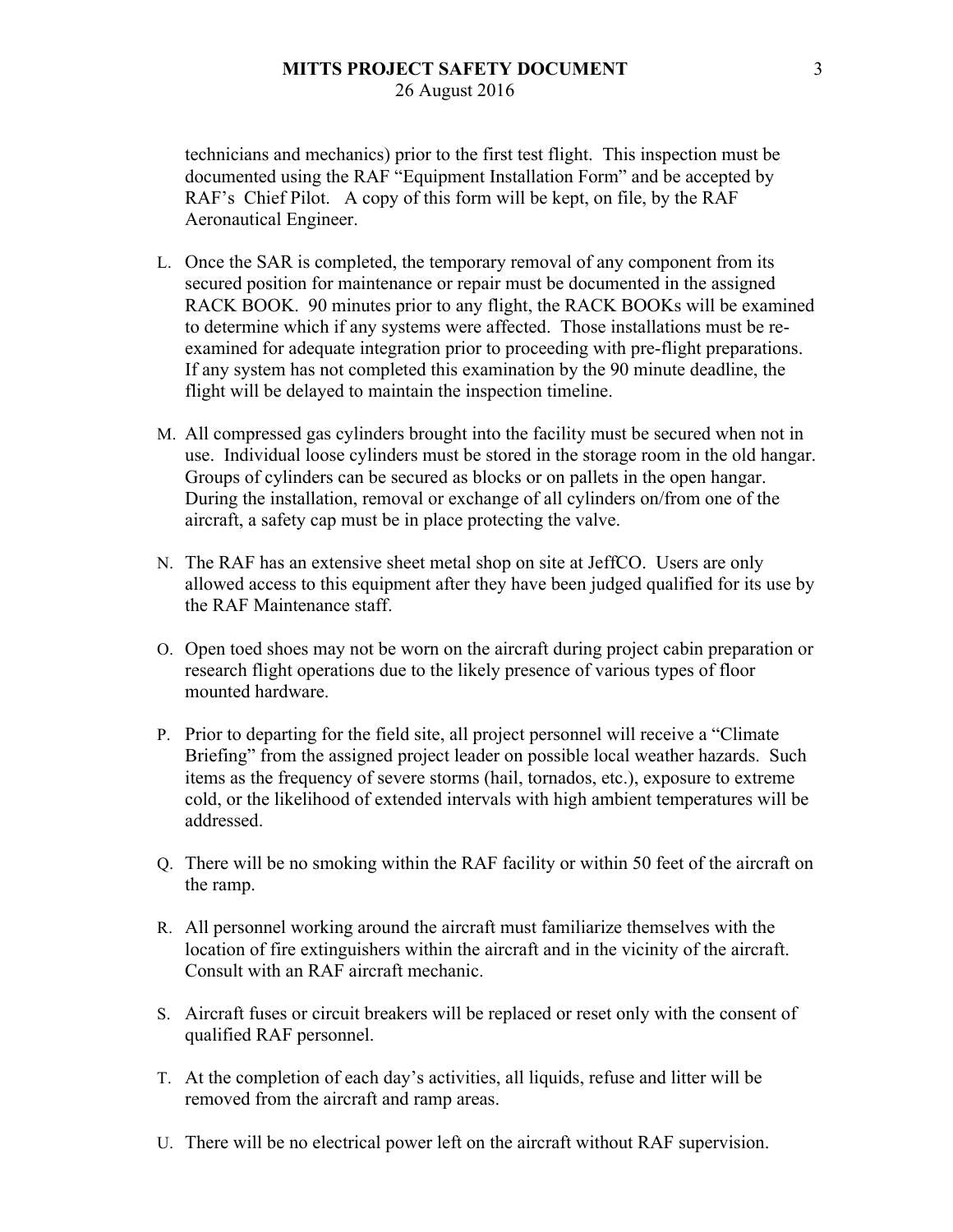technicians and mechanics) prior to the first test flight. This inspection must be documented using the RAF "Equipment Installation Form" and be accepted by RAF's Chief Pilot. A copy of this form will be kept, on file, by the RAF Aeronautical Engineer.

L. Once the SAR is completed, the temporary removal of any component from its secured position for maintenance or repair must be documented in the assigned RACK BOOK. 90 minutes prior to any flight, the RACK BOOKs will be examined to determine which if any systems were affected. Those installations must be re-examined for adequate integration prior to proceeding with pre-flight preparations. If any system has not completed this examination by the 90 minute deadline, the flight will be delayed to maintain the inspection timeline.

M. All compressed gas cylinders brought into the facility must be secured when not in use. Individual loose cylinders must be stored in the storage room in the old hangar. Groups of cylinders can be secured as blocks or on pallets in the open hangar. During the installation, removal or exchange of all cylinders on/from one of the aircraft, a safety cap must be in place protecting the valve.

N. The RAF has an extensive sheet metal shop on site at JeffCO. Users are only allowed access to this equipment after they have been judged qualified for its use by the RAF Maintenance staff.

O. Open toed shoes may not be worn on the aircraft during project cabin preparation or research flight operations due to the likely presence of various types of floor mounted hardware.

P. Prior to departing for the field site, all project personnel will receive a "Climate Briefing" from the assigned project leader on possible local weather hazards. Such items as the frequency of severe storms (hail, tornados, etc.), exposure to extreme cold, or the likelihood of extended intervals with high ambient temperatures will be addressed.

Q. There will be no smoking within the RAF facility or within 50 feet of the aircraft on the ramp.

R. All personnel working around the aircraft must familiarize themselves with the location of fire extinguishers within the aircraft and in the vicinity of the aircraft. Consult with an RAF aircraft mechanic.

S. Aircraft fuses or circuit breakers will be replaced or reset only with the consent of qualified RAF personnel.

T. At the completion of each day's activities, all liquids, refuse and litter will be removed from the aircraft and ramp areas.

U. There will be no electrical power left on the aircraft without RAF supervision.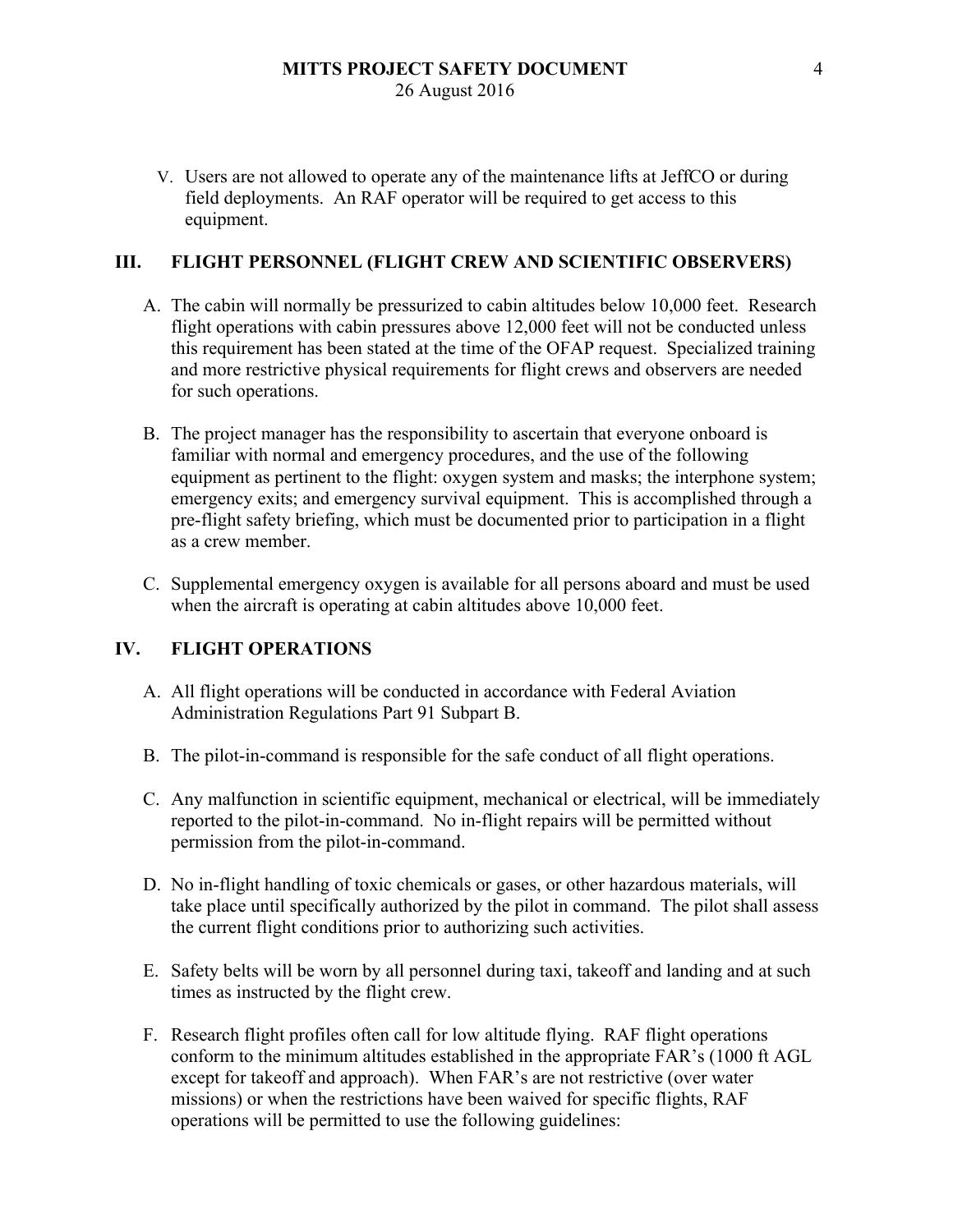V. Users are not allowed to operate any of the maintenance lifts at JeffCO or during field deployments. An RAF operator will be required to get access to this equipment.

## III. FLIGHT PERSONNEL (FLIGHT CREW AND SCIENTIFIC OBSERVERS)

A. The cabin will normally be pressurized to cabin altitudes below 10,000 feet. Research flight operations with cabin pressures above 12,000 feet will not be conducted unless this requirement has been stated at the time of the OFAP request. Specialized training and more restrictive physical requirements for flight crews and observers are needed for such operations.

B. The project manager has the responsibility to ascertain that everyone onboard is familiar with normal and emergency procedures, and the use of the following equipment as pertinent to the flight: oxygen system and masks; the interphone system; emergency exits; and emergency survival equipment. This is accomplished through a pre-flight safety briefing, which must be documented prior to participation in a flight as a crew member.

C. Supplemental emergency oxygen is available for all persons aboard and must be used when the aircraft is operating at cabin altitudes above 10,000 feet.

## IV. FLIGHT OPERATIONS

A. All flight operations will be conducted in accordance with Federal Aviation Administration Regulations Part 91 Subpart B.

B. The pilot-in-command is responsible for the safe conduct of all flight operations.

C. Any malfunction in scientific equipment, mechanical or electrical, will be immediately reported to the pilot-in-command. No in-flight repairs will be permitted without permission from the pilot-in-command.

D. No in-flight handling of toxic chemicals or gases, or other hazardous materials, will take place until specifically authorized by the pilot in command. The pilot shall assess the current flight conditions prior to authorizing such activities.

E. Safety belts will be worn by all personnel during taxi, takeoff and landing and at such times as instructed by the flight crew.

F. Research flight profiles often call for low altitude flying. RAF flight operations conform to the minimum altitudes established in the appropriate FAR's (1000 ft AGL except for takeoff and approach). When FAR's are not restrictive (over water missions) or when the restrictions have been waived for specific flights, RAF operations will be permitted to use the following guidelines: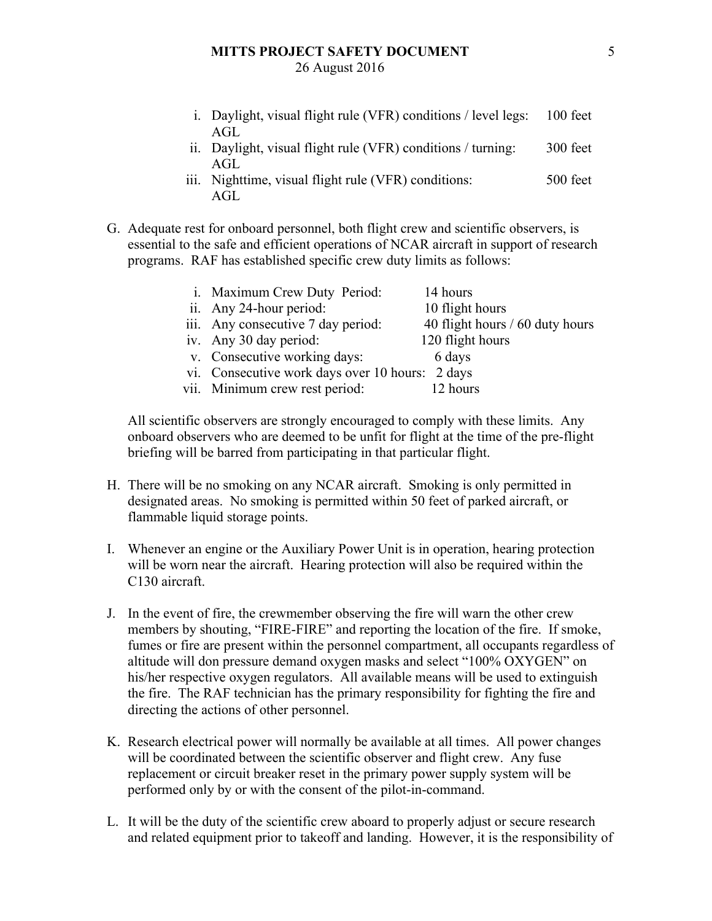i. Daylight, visual flight rule (VFR) conditions / level legs: 100 feet AGL
ii. Daylight, visual flight rule (VFR) conditions / turning: 300 feet AGL
iii. Nighttime, visual flight rule (VFR) conditions: 500 feet AGL

G. Adequate rest for onboard personnel, both flight crew and scientific observers, is essential to the safe and efficient operations of NCAR aircraft in support of research programs. RAF has established specific crew duty limits as follows:

| | |
|---|---|
| i. Maximum Crew Duty Period: | 14 hours |
| ii. Any 24-hour period: | 10 flight hours |
| iii. Any consecutive 7 day period: | 40 flight hours / 60 duty hours |
| iv. Any 30 day period: | 120 flight hours |
| v. Consecutive working days: | 6 days |
| vi. Consecutive work days over 10 hours: | 2 days |
| vii. Minimum crew rest period: | 12 hours |

All scientific observers are strongly encouraged to comply with these limits. Any onboard observers who are deemed to be unfit for flight at the time of the pre-flight briefing will be barred from participating in that particular flight.

H. There will be no smoking on any NCAR aircraft. Smoking is only permitted in designated areas. No smoking is permitted within 50 feet of parked aircraft, or flammable liquid storage points.

I. Whenever an engine or the Auxiliary Power Unit is in operation, hearing protection will be worn near the aircraft. Hearing protection will also be required within the C130 aircraft.

J. In the event of fire, the crewmember observing the fire will warn the other crew members by shouting, "FIRE-FIRE" and reporting the location of the fire. If smoke, fumes or fire are present within the personnel compartment, all occupants regardless of altitude will don pressure demand oxygen masks and select "100% OXYGEN" on his/her respective oxygen regulators. All available means will be used to extinguish the fire. The RAF technician has the primary responsibility for fighting the fire and directing the actions of other personnel.

K. Research electrical power will normally be available at all times. All power changes will be coordinated between the scientific observer and flight crew. Any fuse replacement or circuit breaker reset in the primary power supply system will be performed only by or with the consent of the pilot-in-command.

L. It will be the duty of the scientific crew aboard to properly adjust or secure research and related equipment prior to takeoff and landing. However, it is the responsibility of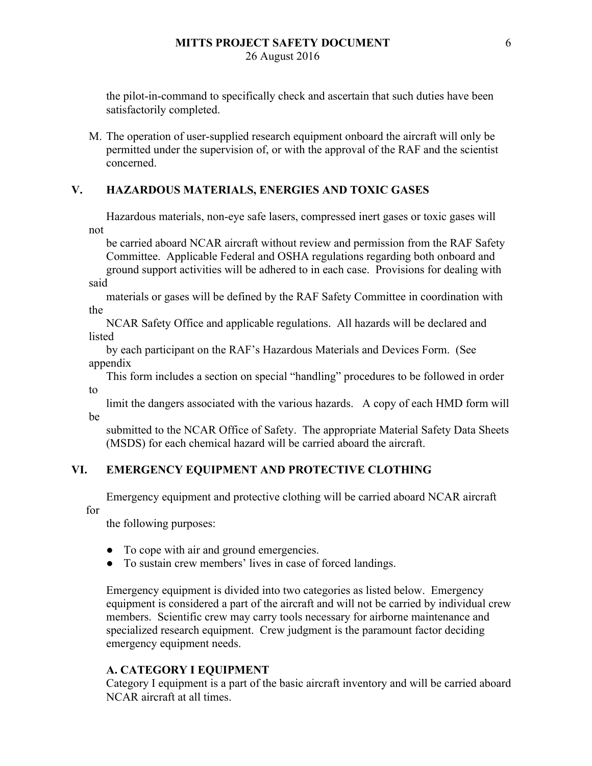the pilot-in-command to specifically check and ascertain that such duties have been satisfactorily completed.

M. The operation of user-supplied research equipment onboard the aircraft will only be permitted under the supervision of, or with the approval of the RAF and the scientist concerned.

## V. HAZARDOUS MATERIALS, ENERGIES AND TOXIC GASES

Hazardous materials, non-eye safe lasers, compressed inert gases or toxic gases will not be carried aboard NCAR aircraft without review and permission from the RAF Safety Committee. Applicable Federal and OSHA regulations regarding both onboard and ground support activities will be adhered to in each case. Provisions for dealing with said materials or gases will be defined by the RAF Safety Committee in coordination with the NCAR Safety Office and applicable regulations. All hazards will be declared and listed by each participant on the RAF's Hazardous Materials and Devices Form. (See appendix This form includes a section on special "handling" procedures to be followed in order to limit the dangers associated with the various hazards. A copy of each HMD form will be submitted to the NCAR Office of Safety. The appropriate Material Safety Data Sheets (MSDS) for each chemical hazard will be carried aboard the aircraft.

## VI. EMERGENCY EQUIPMENT AND PROTECTIVE CLOTHING

Emergency equipment and protective clothing will be carried aboard NCAR aircraft for the following purposes:

- To cope with air and ground emergencies.
- To sustain crew members' lives in case of forced landings.

Emergency equipment is divided into two categories as listed below. Emergency equipment is considered a part of the aircraft and will not be carried by individual crew members. Scientific crew may carry tools necessary for airborne maintenance and specialized research equipment. Crew judgment is the paramount factor deciding emergency equipment needs.

### A. CATEGORY I EQUIPMENT

Category I equipment is a part of the basic aircraft inventory and will be carried aboard NCAR aircraft at all times.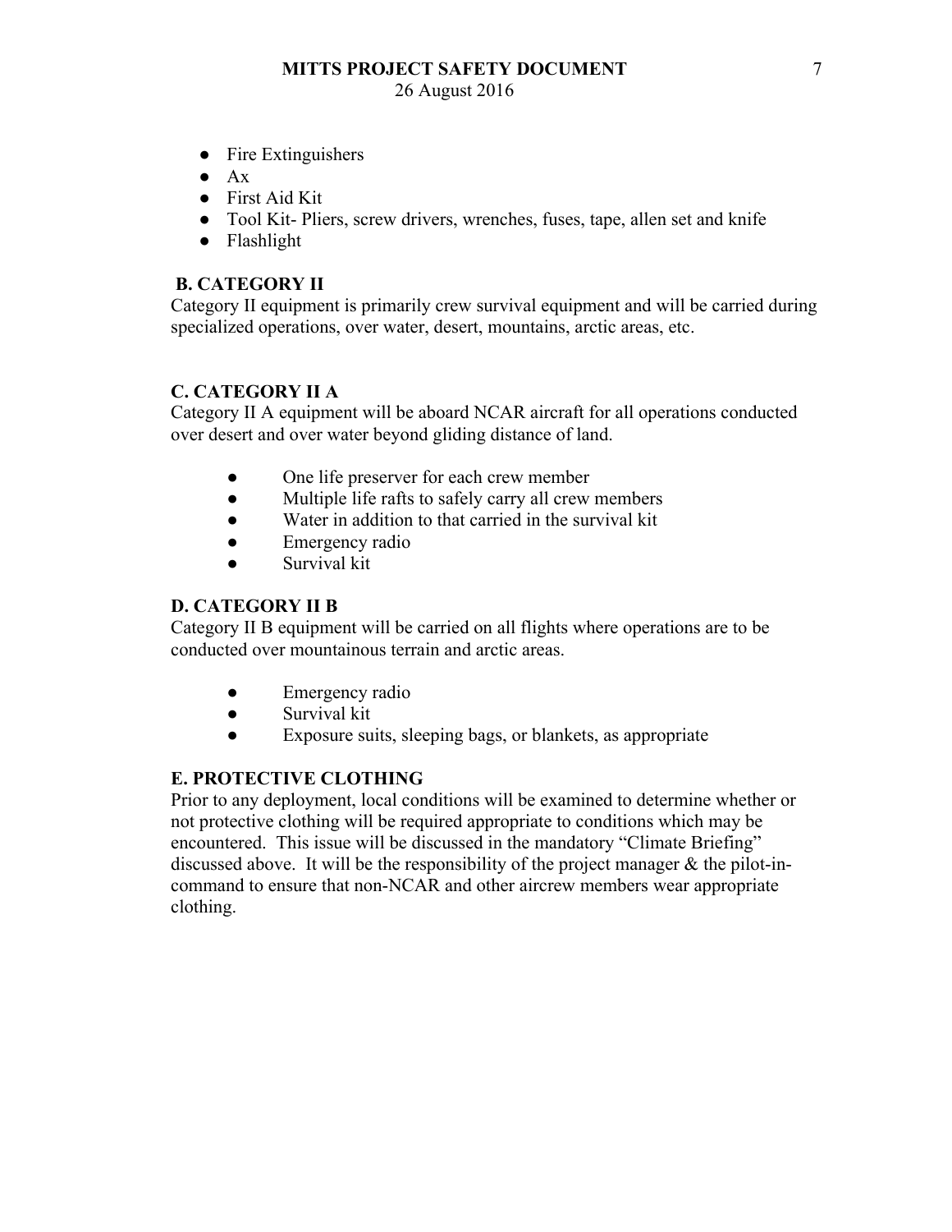- Fire Extinguishers
- Ax
- First Aid Kit
- Tool Kit- Pliers, screw drivers, wrenches, fuses, tape, allen set and knife
- Flashlight

**B. CATEGORY II**

Category II equipment is primarily crew survival equipment and will be carried during specialized operations, over water, desert, mountains, arctic areas, etc.

**C. CATEGORY II A**

Category II A equipment will be aboard NCAR aircraft for all operations conducted over desert and over water beyond gliding distance of land.

- One life preserver for each crew member
- Multiple life rafts to safely carry all crew members
- Water in addition to that carried in the survival kit
- Emergency radio
- Survival kit

**D. CATEGORY II B**

Category II B equipment will be carried on all flights where operations are to be conducted over mountainous terrain and arctic areas.

- Emergency radio
- Survival kit
- Exposure suits, sleeping bags, or blankets, as appropriate

**E. PROTECTIVE CLOTHING**

Prior to any deployment, local conditions will be examined to determine whether or not protective clothing will be required appropriate to conditions which may be encountered. This issue will be discussed in the mandatory "Climate Briefing" discussed above. It will be the responsibility of the project manager & the pilot-in-command to ensure that non-NCAR and other aircrew members wear appropriate clothing.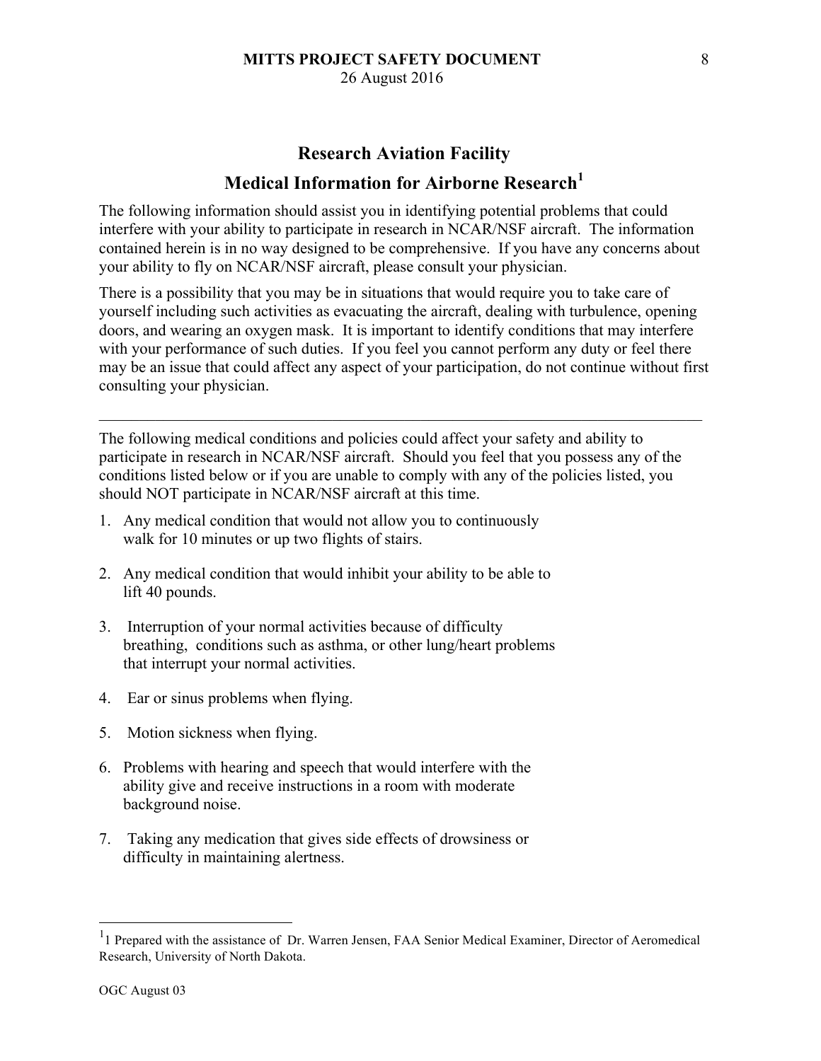## Research Aviation Facility

## Medical Information for Airborne Research[1]

The following information should assist you in identifying potential problems that could interfere with your ability to participate in research in NCAR/NSF aircraft. The information contained herein is in no way designed to be comprehensive. If you have any concerns about your ability to fly on NCAR/NSF aircraft, please consult your physician.

There is a possibility that you may be in situations that would require you to take care of yourself including such activities as evacuating the aircraft, dealing with turbulence, opening doors, and wearing an oxygen mask. It is important to identify conditions that may interfere with your performance of such duties. If you feel you cannot perform any duty or feel there may be an issue that could affect any aspect of your participation, do not continue without first consulting your physician.

---

The following medical conditions and policies could affect your safety and ability to participate in research in NCAR/NSF aircraft. Should you feel that you possess any of the conditions listed below or if you are unable to comply with any of the policies listed, you should NOT participate in NCAR/NSF aircraft at this time.

1. Any medical condition that would not allow you to continuously walk for 10 minutes or up two flights of stairs.
2. Any medical condition that would inhibit your ability to be able to lift 40 pounds.
3. Interruption of your normal activities because of difficulty breathing, conditions such as asthma, or other lung/heart problems that interrupt your normal activities.
4. Ear or sinus problems when flying.
5. Motion sickness when flying.
6. Problems with hearing and speech that would interfere with the ability give and receive instructions in a room with moderate background noise.
7. Taking any medication that gives side effects of drowsiness or difficulty in maintaining alertness.

---

[1] 1 Prepared with the assistance of Dr. Warren Jensen, FAA Senior Medical Examiner, Director of Aeromedical Research, University of North Dakota.

OGC August 03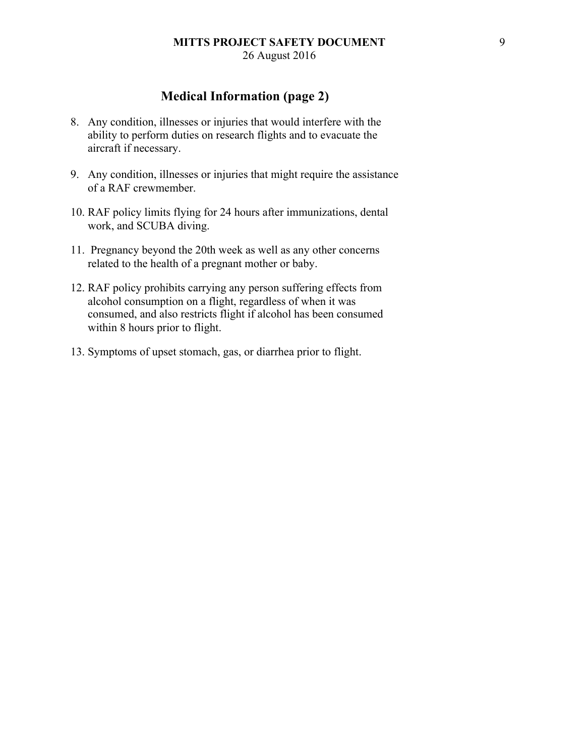## Medical Information (page 2)

8. Any condition, illnesses or injuries that would interfere with the ability to perform duties on research flights and to evacuate the aircraft if necessary.

9. Any condition, illnesses or injuries that might require the assistance of a RAF crewmember.

10. RAF policy limits flying for 24 hours after immunizations, dental work, and SCUBA diving.

11. Pregnancy beyond the 20th week as well as any other concerns related to the health of a pregnant mother or baby.

12. RAF policy prohibits carrying any person suffering effects from alcohol consumption on a flight, regardless of when it was consumed, and also restricts flight if alcohol has been consumed within 8 hours prior to flight.

13. Symptoms of upset stomach, gas, or diarrhea prior to flight.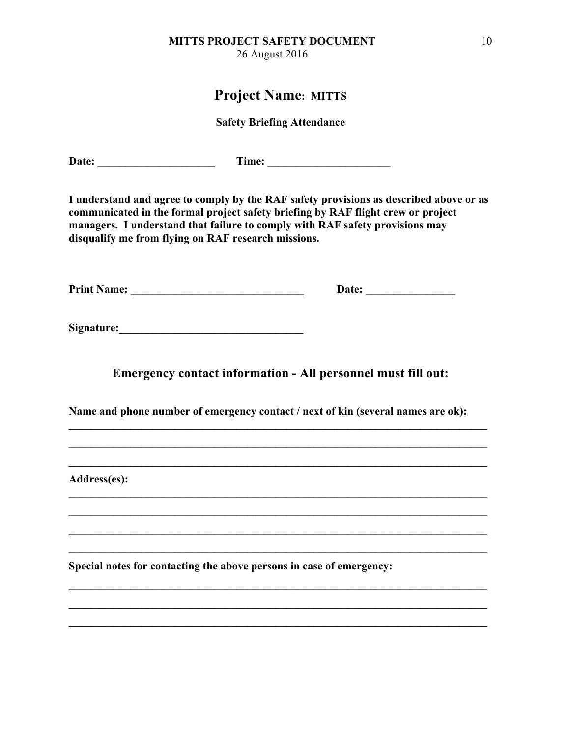# Project Name: MITTS

**Safety Briefing Attendance**

**Date: _____________________ Time: ______________________**

**I understand and agree to comply by the RAF safety provisions as described above or as communicated in the formal project safety briefing by RAF flight crew or project managers. I understand that failure to comply with RAF safety provisions may disqualify me from flying on RAF research missions.**

**Print Name: _______________________________ Date: ________________**

**Signature:_________________________________**

## Emergency contact information - All personnel must fill out:

**Name and phone number of emergency contact / next of kin (several names are ok):**

**_____________________________________________________________________________**

**_____________________________________________________________________________**

**_____________________________________________________________________________**

**Address(es):**

**_____________________________________________________________________________**

**_____________________________________________________________________________**

**_____________________________________________________________________________**

**_____________________________________________________________________________**

**Special notes for contacting the above persons in case of emergency:**

**_____________________________________________________________________________**

**_____________________________________________________________________________**

**_____________________________________________________________________________**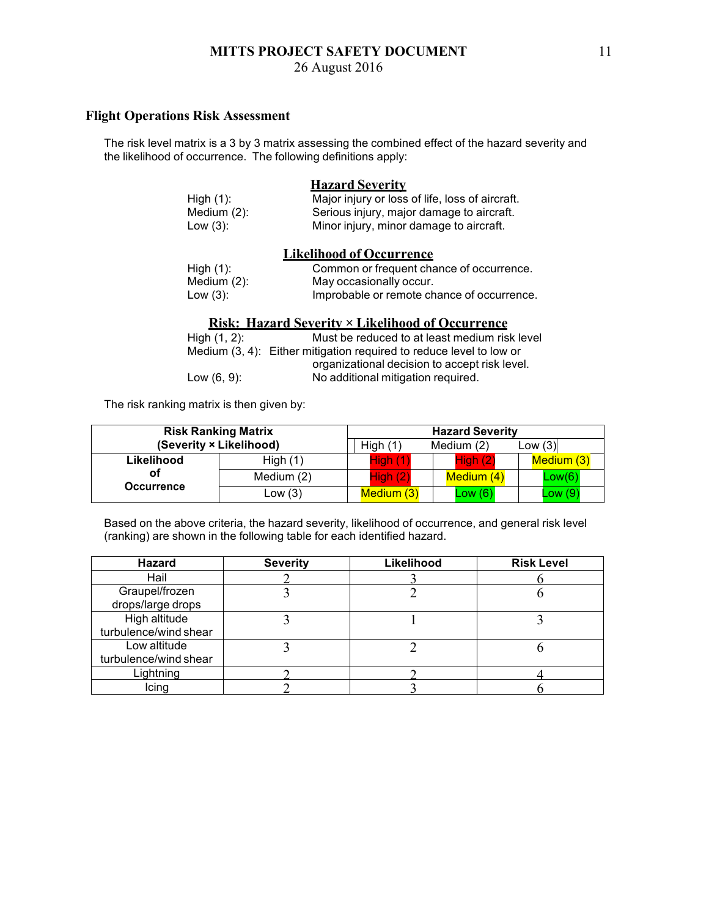## Flight Operations Risk Assessment

The risk level matrix is a 3 by 3 matrix assessing the combined effect of the hazard severity and the likelihood of occurrence. The following definitions apply:

**Hazard Severity**

High (1): Major injury or loss of life, loss of aircraft.
Medium (2): Serious injury, major damage to aircraft.
Low (3): Minor injury, minor damage to aircraft.

**Likelihood of Occurrence**

High (1): Common or frequent chance of occurrence.
Medium (2): May occasionally occur.
Low (3): Improbable or remote chance of occurrence.

**Risk: Hazard Severity × Likelihood of Occurrence**

High (1, 2): Must be reduced to at least medium risk level
Medium (3, 4): Either mitigation required to reduce level to low or organizational decision to accept risk level.
Low (6, 9): No additional mitigation required.

The risk ranking matrix is then given by:

| Risk Ranking Matrix (Severity × Likelihood) | | Hazard Severity | | |
|---|---|---|---|---|
| | | High (1) | Medium (2) | Low (3) |
| Likelihood of Occurrence | High (1) | High (1) | High (2) | Medium (3) |
| | Medium (2) | High (2) | Medium (4) | Low(6) |
| | Low (3) | Medium (3) | Low (6) | Low (9) |

Based on the above criteria, the hazard severity, likelihood of occurrence, and general risk level (ranking) are shown in the following table for each identified hazard.

| Hazard | Severity | Likelihood | Risk Level |
|---|---|---|---|
| Hail | 2 | 3 | 6 |
| Graupel/frozen drops/large drops | 3 | 2 | 6 |
| High altitude turbulence/wind shear | 3 | 1 | 3 |
| Low altitude turbulence/wind shear | 3 | 2 | 6 |
| Lightning | 2 | 2 | 4 |
| Icing | 2 | 3 | 6 |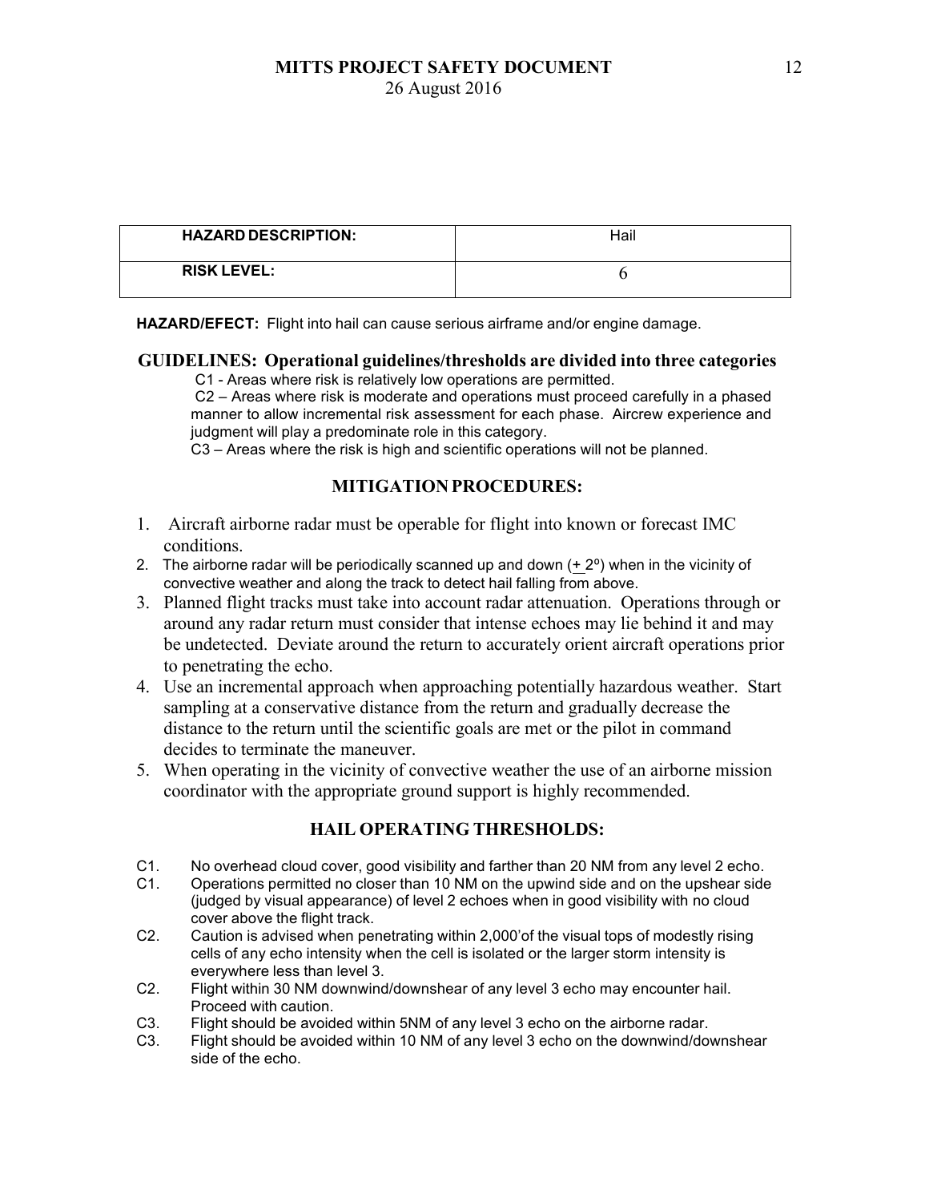| | |
|---|---|
| **HAZARD DESCRIPTION:** | Hail |
| **RISK LEVEL:** | 6 |

**HAZARD/EFECT:** Flight into hail can cause serious airframe and/or engine damage.

**GUIDELINES: Operational guidelines/thresholds are divided into three categories**

C1 - Areas where risk is relatively low operations are permitted.

C2 – Areas where risk is moderate and operations must proceed carefully in a phased manner to allow incremental risk assessment for each phase. Aircrew experience and judgment will play a predominate role in this category.

C3 – Areas where the risk is high and scientific operations will not be planned.

## MITIGATION PROCEDURES:

1. Aircraft airborne radar must be operable for flight into known or forecast IMC conditions.
2. The airborne radar will be periodically scanned up and down ($\pm$ 2°) when in the vicinity of convective weather and along the track to detect hail falling from above.
3. Planned flight tracks must take into account radar attenuation. Operations through or around any radar return must consider that intense echoes may lie behind it and may be undetected. Deviate around the return to accurately orient aircraft operations prior to penetrating the echo.
4. Use an incremental approach when approaching potentially hazardous weather. Start sampling at a conservative distance from the return and gradually decrease the distance to the return until the scientific goals are met or the pilot in command decides to terminate the maneuver.
5. When operating in the vicinity of convective weather the use of an airborne mission coordinator with the appropriate ground support is highly recommended.

## HAIL OPERATING THRESHOLDS:

C1. No overhead cloud cover, good visibility and farther than 20 NM from any level 2 echo.

C1. Operations permitted no closer than 10 NM on the upwind side and on the upshear side (judged by visual appearance) of level 2 echoes when in good visibility with no cloud cover above the flight track.

C2. Caution is advised when penetrating within 2,000'of the visual tops of modestly rising cells of any echo intensity when the cell is isolated or the larger storm intensity is everywhere less than level 3.

C2. Flight within 30 NM downwind/downshear of any level 3 echo may encounter hail. Proceed with caution.

C3. Flight should be avoided within 5NM of any level 3 echo on the airborne radar.

C3. Flight should be avoided within 10 NM of any level 3 echo on the downwind/downshear side of the echo.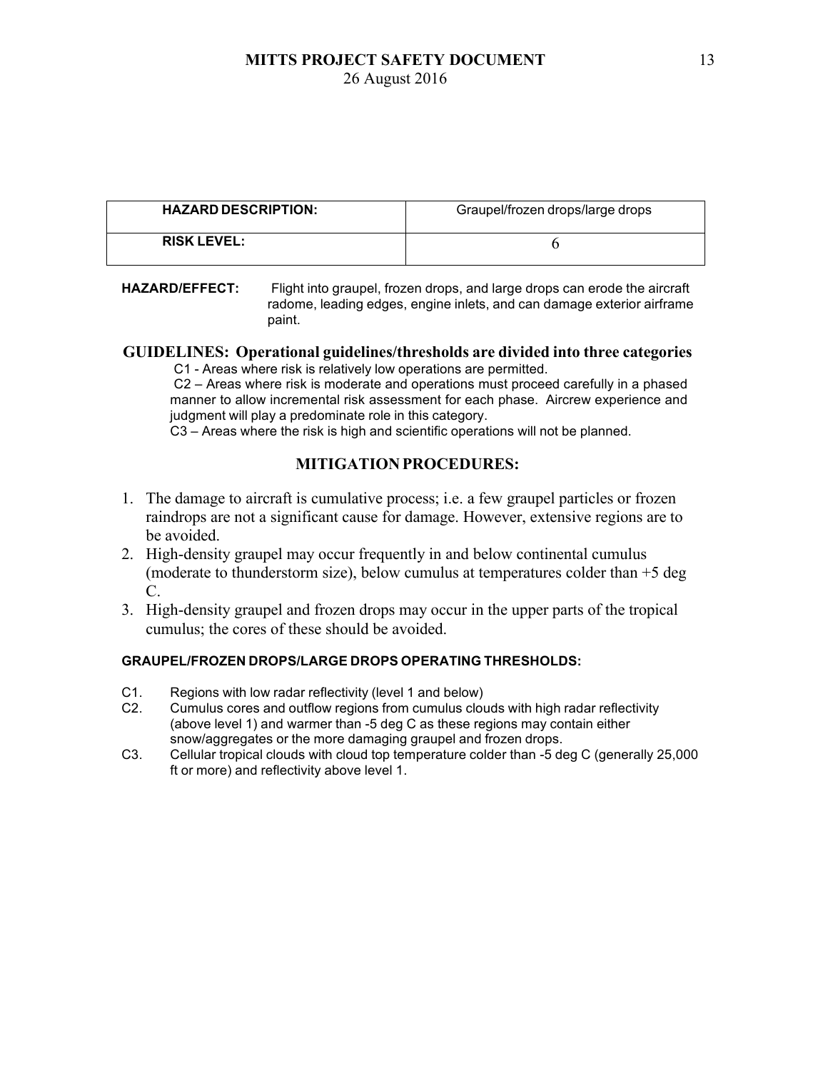| | |
|---|---|
| **HAZARD DESCRIPTION:** | Graupel/frozen drops/large drops |
| **RISK LEVEL:** | 6 |

**HAZARD/EFFECT:** Flight into graupel, frozen drops, and large drops can erode the aircraft radome, leading edges, engine inlets, and can damage exterior airframe paint.

## GUIDELINES: Operational guidelines/thresholds are divided into three categories

C1 - Areas where risk is relatively low operations are permitted.

C2 – Areas where risk is moderate and operations must proceed carefully in a phased manner to allow incremental risk assessment for each phase. Aircrew experience and judgment will play a predominate role in this category.

C3 – Areas where the risk is high and scientific operations will not be planned.

## MITIGATION PROCEDURES:

1. The damage to aircraft is cumulative process; i.e. a few graupel particles or frozen raindrops are not a significant cause for damage. However, extensive regions are to be avoided.
2. High-density graupel may occur frequently in and below continental cumulus (moderate to thunderstorm size), below cumulus at temperatures colder than +5 deg C.
3. High-density graupel and frozen drops may occur in the upper parts of the tropical cumulus; the cores of these should be avoided.

### GRAUPEL/FROZEN DROPS/LARGE DROPS OPERATING THRESHOLDS:

C1. Regions with low radar reflectivity (level 1 and below)

C2. Cumulus cores and outflow regions from cumulus clouds with high radar reflectivity (above level 1) and warmer than -5 deg C as these regions may contain either snow/aggregates or the more damaging graupel and frozen drops.

C3. Cellular tropical clouds with cloud top temperature colder than -5 deg C (generally 25,000 ft or more) and reflectivity above level 1.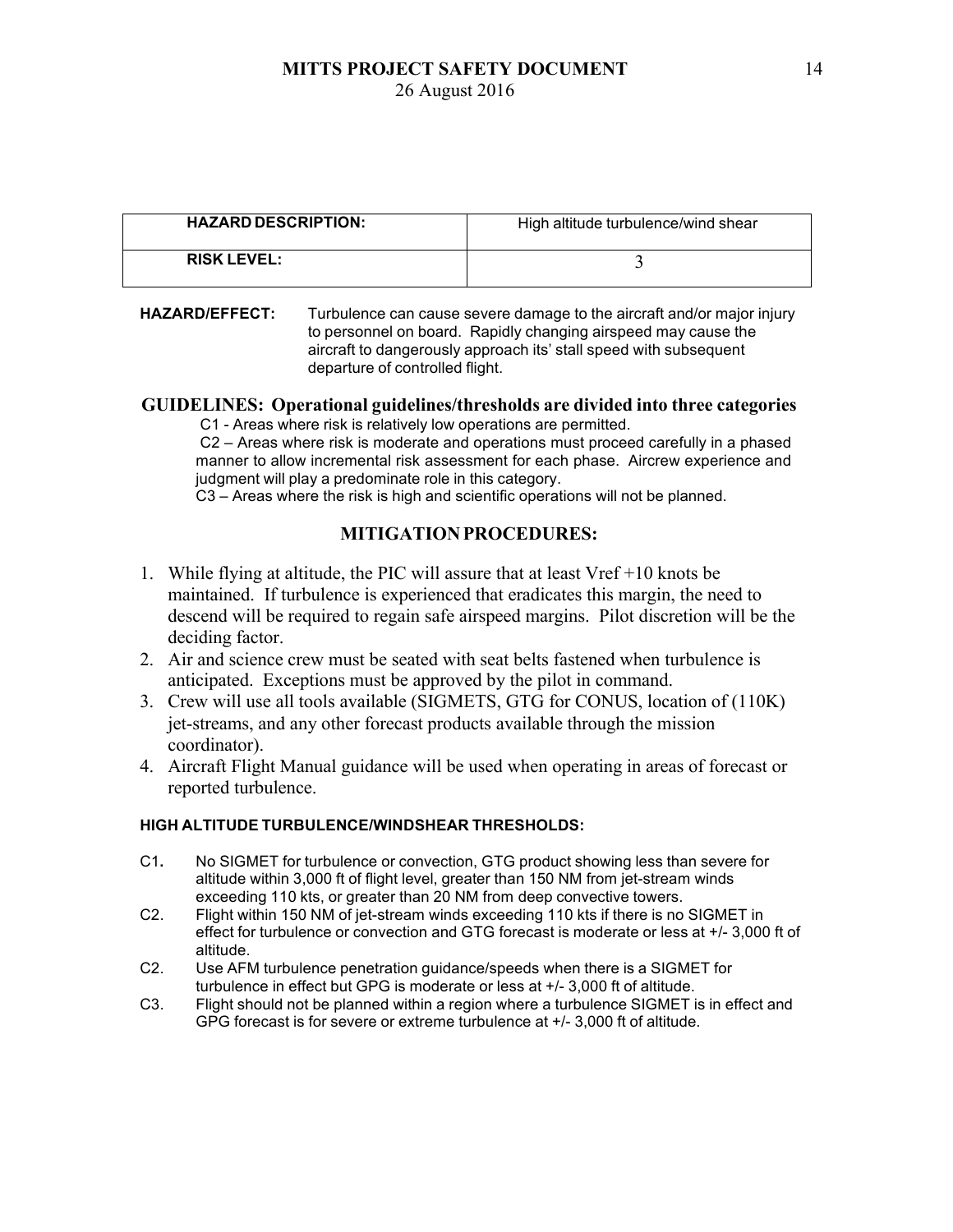| | |
|---|---|
| **HAZARD DESCRIPTION:** | High altitude turbulence/wind shear |
| **RISK LEVEL:** | 3 |

**HAZARD/EFFECT:** Turbulence can cause severe damage to the aircraft and/or major injury to personnel on board. Rapidly changing airspeed may cause the aircraft to dangerously approach its' stall speed with subsequent departure of controlled flight.

## GUIDELINES: Operational guidelines/thresholds are divided into three categories

C1 - Areas where risk is relatively low operations are permitted.

C2 – Areas where risk is moderate and operations must proceed carefully in a phased manner to allow incremental risk assessment for each phase. Aircrew experience and judgment will play a predominate role in this category.

C3 – Areas where the risk is high and scientific operations will not be planned.

## MITIGATION PROCEDURES:

1. While flying at altitude, the PIC will assure that at least Vref +10 knots be maintained. If turbulence is experienced that eradicates this margin, the need to descend will be required to regain safe airspeed margins. Pilot discretion will be the deciding factor.
2. Air and science crew must be seated with seat belts fastened when turbulence is anticipated. Exceptions must be approved by the pilot in command.
3. Crew will use all tools available (SIGMETS, GTG for CONUS, location of (110K) jet-streams, and any other forecast products available through the mission coordinator).
4. Aircraft Flight Manual guidance will be used when operating in areas of forecast or reported turbulence.

### HIGH ALTITUDE TURBULENCE/WINDSHEAR THRESHOLDS:

C1. No SIGMET for turbulence or convection, GTG product showing less than severe for altitude within 3,000 ft of flight level, greater than 150 NM from jet-stream winds exceeding 110 kts, or greater than 20 NM from deep convective towers.

C2. Flight within 150 NM of jet-stream winds exceeding 110 kts if there is no SIGMET in effect for turbulence or convection and GTG forecast is moderate or less at +/- 3,000 ft of altitude.

C2. Use AFM turbulence penetration guidance/speeds when there is a SIGMET for turbulence in effect but GPG is moderate or less at +/- 3,000 ft of altitude.

C3. Flight should not be planned within a region where a turbulence SIGMET is in effect and GPG forecast is for severe or extreme turbulence at +/- 3,000 ft of altitude.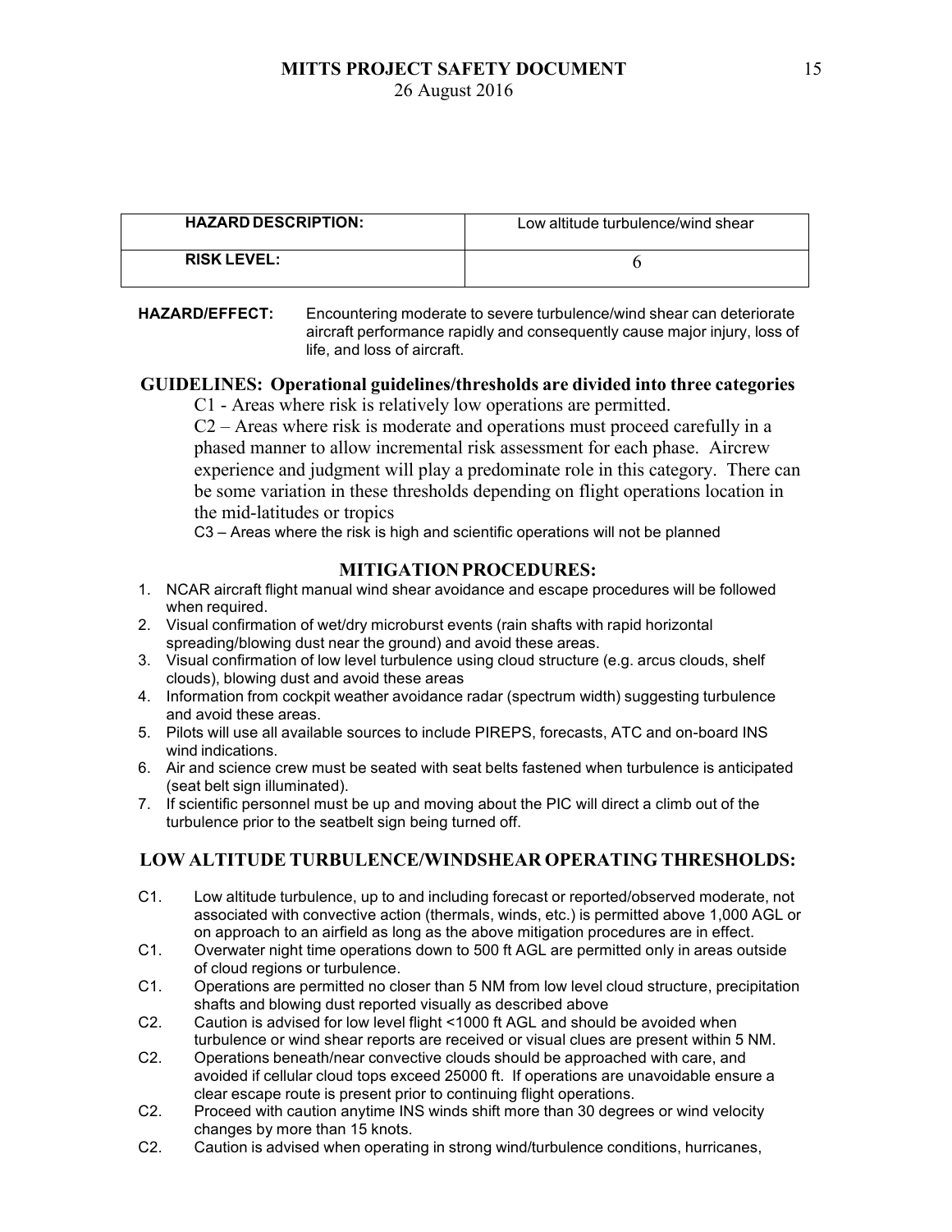| | |
|---|---|
| **HAZARD DESCRIPTION:** | Low altitude turbulence/wind shear |
| **RISK LEVEL:** | 6 |

**HAZARD/EFFECT:** Encountering moderate to severe turbulence/wind shear can deteriorate aircraft performance rapidly and consequently cause major injury, loss of life, and loss of aircraft.

**GUIDELINES: Operational guidelines/thresholds are divided into three categories**

C1 - Areas where risk is relatively low operations are permitted.

C2 – Areas where risk is moderate and operations must proceed carefully in a phased manner to allow incremental risk assessment for each phase. Aircrew experience and judgment will play a predominate role in this category. There can be some variation in these thresholds depending on flight operations location in the mid-latitudes or tropics

C3 – Areas where the risk is high and scientific operations will not be planned

## MITIGATION PROCEDURES:

1. NCAR aircraft flight manual wind shear avoidance and escape procedures will be followed when required.
2. Visual confirmation of wet/dry microburst events (rain shafts with rapid horizontal spreading/blowing dust near the ground) and avoid these areas.
3. Visual confirmation of low level turbulence using cloud structure (e.g. arcus clouds, shelf clouds), blowing dust and avoid these areas
4. Information from cockpit weather avoidance radar (spectrum width) suggesting turbulence and avoid these areas.
5. Pilots will use all available sources to include PIREPS, forecasts, ATC and on-board INS wind indications.
6. Air and science crew must be seated with seat belts fastened when turbulence is anticipated (seat belt sign illuminated).
7. If scientific personnel must be up and moving about the PIC will direct a climb out of the turbulence prior to the seatbelt sign being turned off.

## LOW ALTITUDE TURBULENCE/WINDSHEAR OPERATING THRESHOLDS:

C1. Low altitude turbulence, up to and including forecast or reported/observed moderate, not associated with convective action (thermals, winds, etc.) is permitted above 1,000 AGL or on approach to an airfield as long as the above mitigation procedures are in effect.

C1. Overwater night time operations down to 500 ft AGL are permitted only in areas outside of cloud regions or turbulence.

C1. Operations are permitted no closer than 5 NM from low level cloud structure, precipitation shafts and blowing dust reported visually as described above

C2. Caution is advised for low level flight <1000 ft AGL and should be avoided when turbulence or wind shear reports are received or visual clues are present within 5 NM.

C2. Operations beneath/near convective clouds should be approached with care, and avoided if cellular cloud tops exceed 25000 ft. If operations are unavoidable ensure a clear escape route is present prior to continuing flight operations.

C2. Proceed with caution anytime INS winds shift more than 30 degrees or wind velocity changes by more than 15 knots.

C2. Caution is advised when operating in strong wind/turbulence conditions, hurricanes,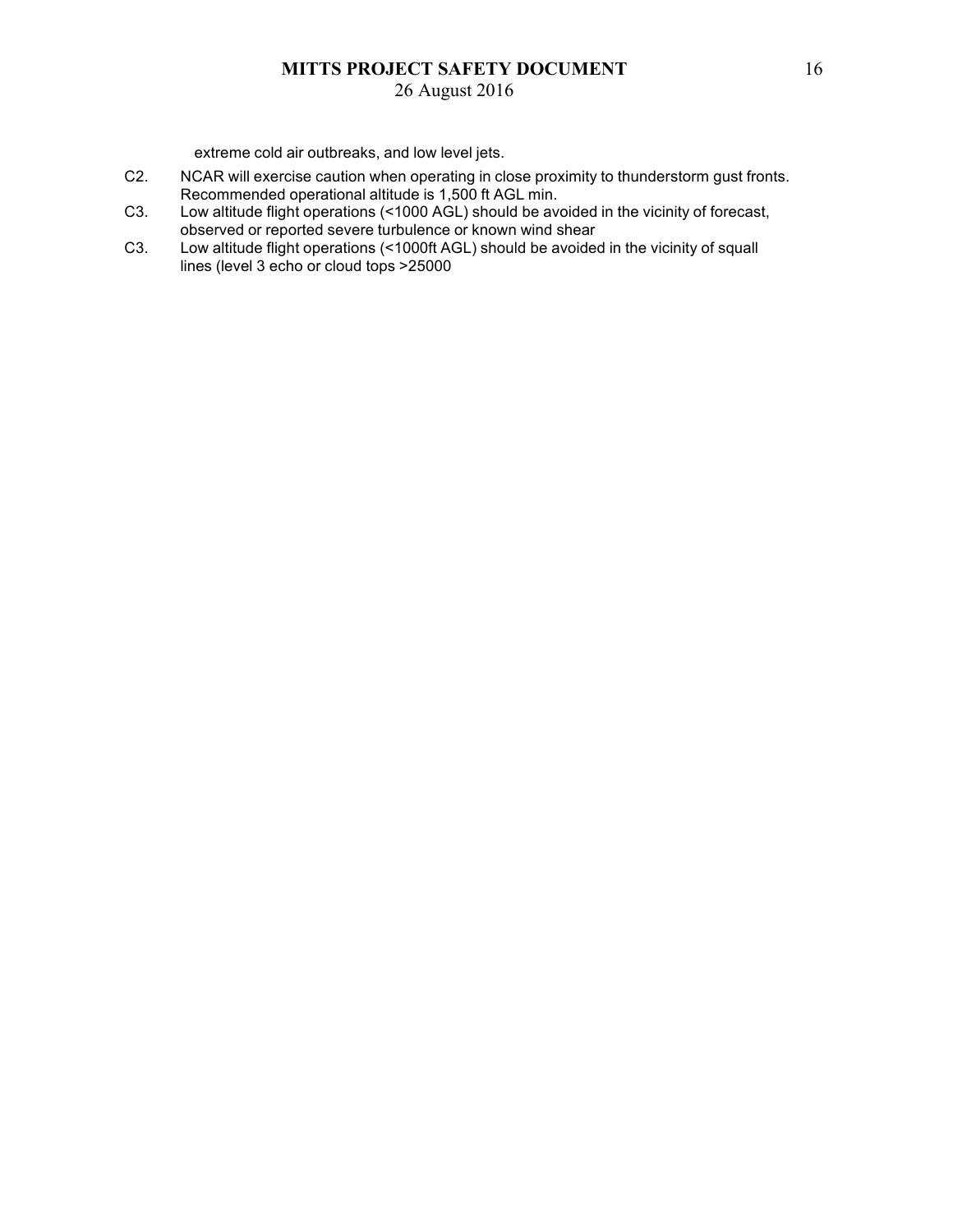extreme cold air outbreaks, and low level jets.

C2. NCAR will exercise caution when operating in close proximity to thunderstorm gust fronts. Recommended operational altitude is 1,500 ft AGL min.

C3. Low altitude flight operations (<1000 AGL) should be avoided in the vicinity of forecast, observed or reported severe turbulence or known wind shear

C3. Low altitude flight operations (<1000ft AGL) should be avoided in the vicinity of squall lines (level 3 echo or cloud tops >25000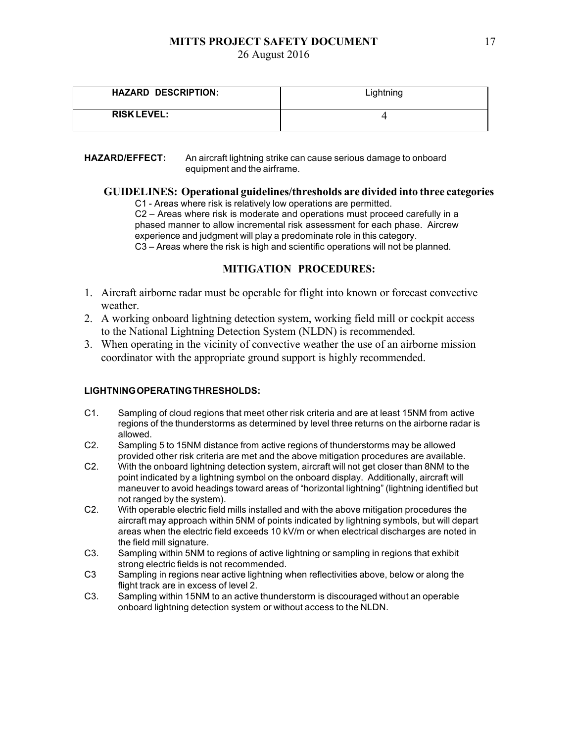| HAZARD DESCRIPTION: | Lightning |
| --- | --- |
| RISK LEVEL: | 4 |

**HAZARD/EFFECT:** An aircraft lightning strike can cause serious damage to onboard equipment and the airframe.

**GUIDELINES: Operational guidelines/thresholds are divided into three categories**

C1 - Areas where risk is relatively low operations are permitted.
C2 – Areas where risk is moderate and operations must proceed carefully in a phased manner to allow incremental risk assessment for each phase. Aircrew experience and judgment will play a predominate role in this category.
C3 – Areas where the risk is high and scientific operations will not be planned.

## MITIGATION PROCEDURES:

1. Aircraft airborne radar must be operable for flight into known or forecast convective weather.
2. A working onboard lightning detection system, working field mill or cockpit access to the National Lightning Detection System (NLDN) is recommended.
3. When operating in the vicinity of convective weather the use of an airborne mission coordinator with the appropriate ground support is highly recommended.

**LIGHTNING OPERATING THRESHOLDS:**

C1. Sampling of cloud regions that meet other risk criteria and are at least 15NM from active regions of the thunderstorms as determined by level three returns on the airborne radar is allowed.

C2. Sampling 5 to 15NM distance from active regions of thunderstorms may be allowed provided other risk criteria are met and the above mitigation procedures are available.

C2. With the onboard lightning detection system, aircraft will not get closer than 8NM to the point indicated by a lightning symbol on the onboard display. Additionally, aircraft will maneuver to avoid headings toward areas of "horizontal lightning" (lightning identified but not ranged by the system).

C2. With operable electric field mills installed and with the above mitigation procedures the aircraft may approach within 5NM of points indicated by lightning symbols, but will depart areas when the electric field exceeds 10 kV/m or when electrical discharges are noted in the field mill signature.

C3. Sampling within 5NM to regions of active lightning or sampling in regions that exhibit strong electric fields is not recommended.

C3 Sampling in regions near active lightning when reflectivities above, below or along the flight track are in excess of level 2.

C3. Sampling within 15NM to an active thunderstorm is discouraged without an operable onboard lightning detection system or without access to the NLDN.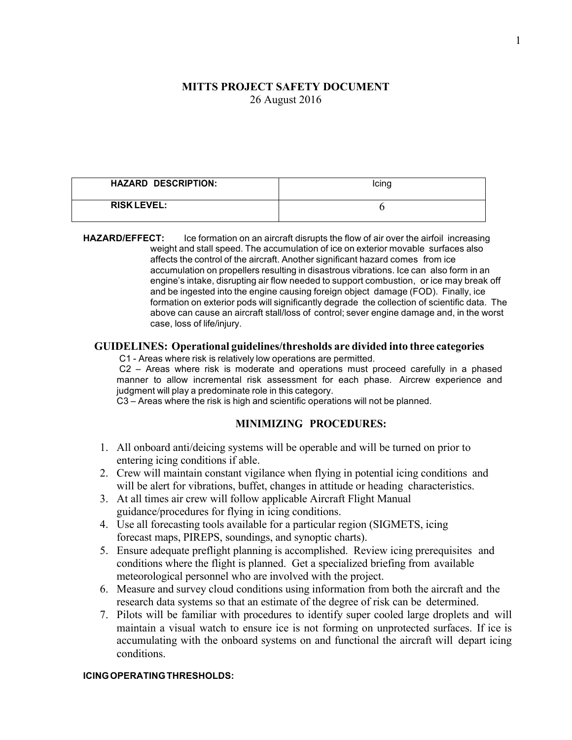**MITTS PROJECT SAFETY DOCUMENT**
26 August 2016

| | |
|---|---|
| **HAZARD DESCRIPTION:** | Icing |
| **RISK LEVEL:** | 6 |

**HAZARD/EFFECT:** Ice formation on an aircraft disrupts the flow of air over the airfoil increasing weight and stall speed. The accumulation of ice on exterior movable surfaces also affects the control of the aircraft. Another significant hazard comes from ice accumulation on propellers resulting in disastrous vibrations. Ice can also form in an engine's intake, disrupting air flow needed to support combustion, or ice may break off and be ingested into the engine causing foreign object damage (FOD). Finally, ice formation on exterior pods will significantly degrade the collection of scientific data. The above can cause an aircraft stall/loss of control; sever engine damage and, in the worst case, loss of life/injury.

**GUIDELINES: Operational guidelines/thresholds are divided into three categories**

C1 - Areas where risk is relatively low operations are permitted.

C2 – Areas where risk is moderate and operations must proceed carefully in a phased manner to allow incremental risk assessment for each phase. Aircrew experience and judgment will play a predominate role in this category.

C3 – Areas where the risk is high and scientific operations will not be planned.

**MINIMIZING PROCEDURES:**

1. All onboard anti/deicing systems will be operable and will be turned on prior to entering icing conditions if able.
2. Crew will maintain constant vigilance when flying in potential icing conditions and will be alert for vibrations, buffet, changes in attitude or heading characteristics.
3. At all times air crew will follow applicable Aircraft Flight Manual guidance/procedures for flying in icing conditions.
4. Use all forecasting tools available for a particular region (SIGMETS, icing forecast maps, PIREPS, soundings, and synoptic charts).
5. Ensure adequate preflight planning is accomplished. Review icing prerequisites and conditions where the flight is planned. Get a specialized briefing from available meteorological personnel who are involved with the project.
6. Measure and survey cloud conditions using information from both the aircraft and the research data systems so that an estimate of the degree of risk can be determined.
7. Pilots will be familiar with procedures to identify super cooled large droplets and will maintain a visual watch to ensure ice is not forming on unprotected surfaces. If ice is accumulating with the onboard systems on and functional the aircraft will depart icing conditions.

**ICING OPERATING THRESHOLDS:**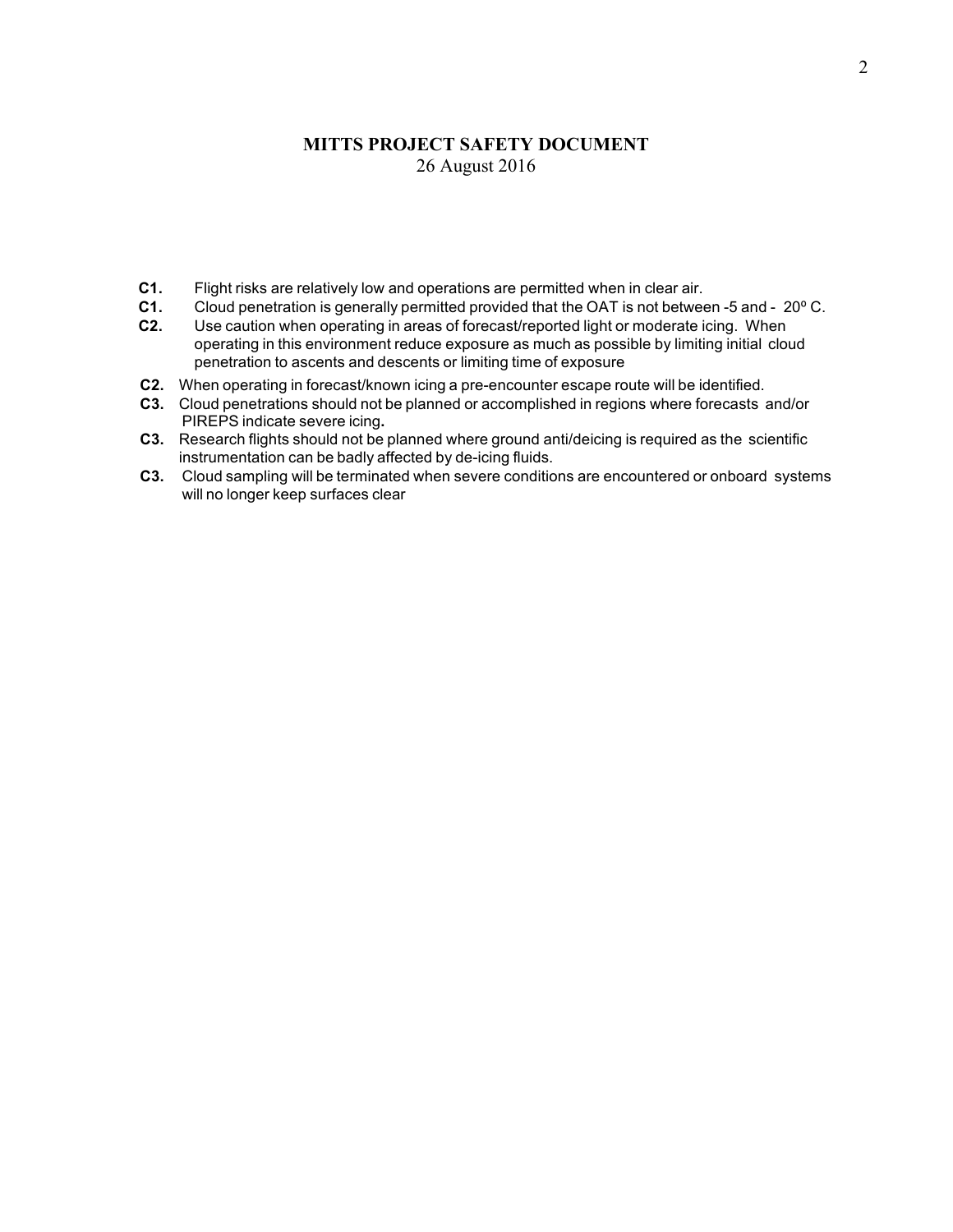# MITTS PROJECT SAFETY DOCUMENT

26 August 2016

**C1.** Flight risks are relatively low and operations are permitted when in clear air.

**C1.** Cloud penetration is generally permitted provided that the OAT is not between -5 and - 20º C.

**C2.** Use caution when operating in areas of forecast/reported light or moderate icing. When operating in this environment reduce exposure as much as possible by limiting initial cloud penetration to ascents and descents or limiting time of exposure

**C2.** When operating in forecast/known icing a pre-encounter escape route will be identified.

**C3.** Cloud penetrations should not be planned or accomplished in regions where forecasts and/or PIREPS indicate severe icing**.**

**C3.** Research flights should not be planned where ground anti/deicing is required as the scientific instrumentation can be badly affected by de-icing fluids.

**C3.** Cloud sampling will be terminated when severe conditions are encountered or onboard systems will no longer keep surfaces clear